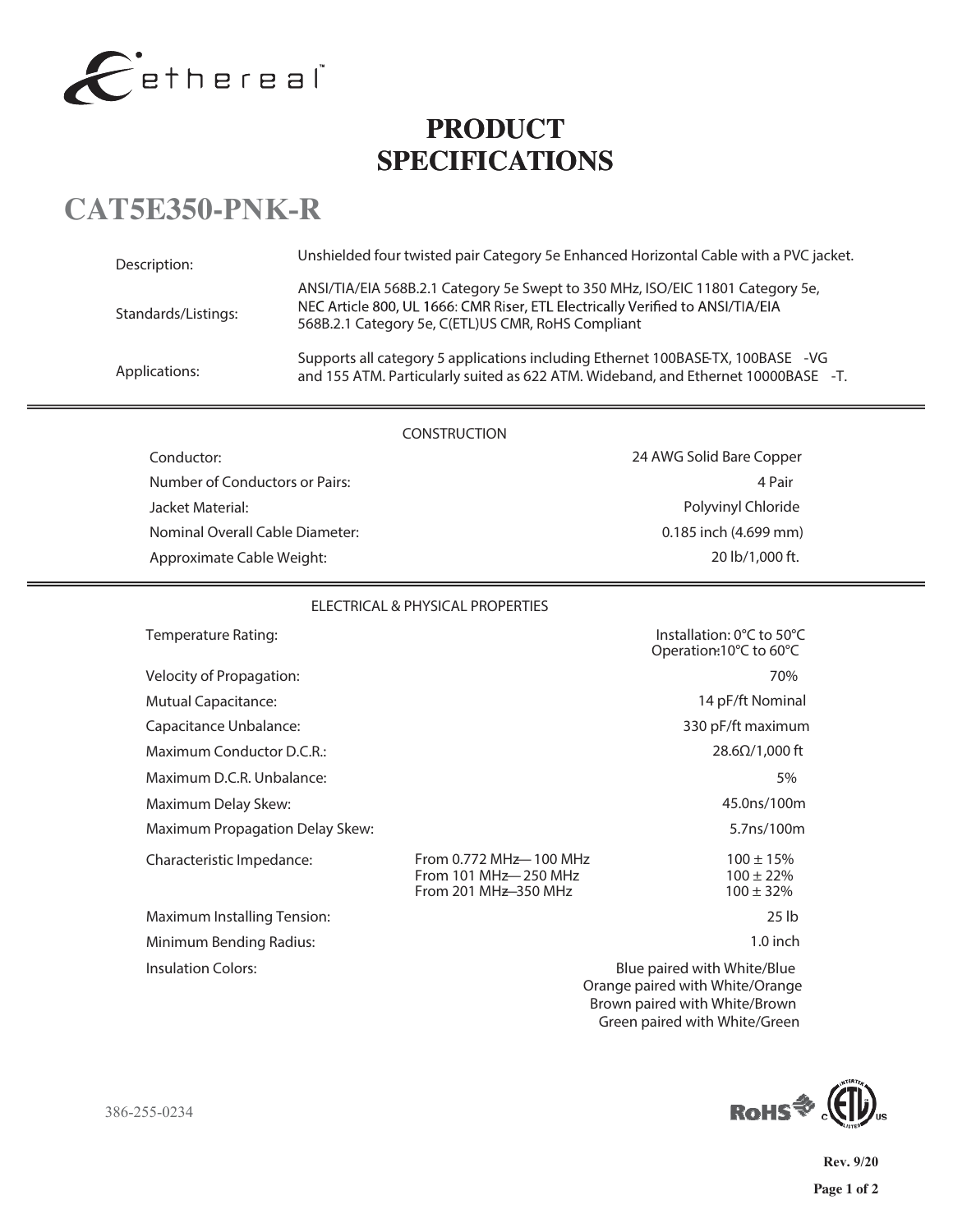ethereal

# PRODUCT SPECIFICATIONS

## CAT5E350-PNK-R

| | |
|---|---|
| Description: | Unshielded four twisted pair Category 5e Enhanced Horizontal Cable with a PVC jacket. |
| Standards/Listings: | ANSI/TIA/EIA 568B.2.1 Category 5e Swept to 350 MHz, ISO/EIC 11801 Category 5e, NEC Article 800, UL 1666: CMR Riser, ETL Electrically Verified to ANSI/TIA/EIA 568B.2.1 Category 5e, C(ETL)US CMR, RoHS Compliant |
| Applications: | Supports all category 5 applications including Ethernet 100BASE-TX, 100BASE -VG and 155 ATM. Particularly suited as 622 ATM. Wideband, and Ethernet 10000BASE -T. |

### CONSTRUCTION

| | |
|---|---|
| Conductor: | 24 AWG Solid Bare Copper |
| Number of Conductors or Pairs: | 4 Pair |
| Jacket Material: | Polyvinyl Chloride |
| Nominal Overall Cable Diameter: | 0.185 inch (4.699 mm) |
| Approximate Cable Weight: | 20 lb/1,000 ft. |

### ELECTRICAL & PHYSICAL PROPERTIES

| | | |
|---|---|---|
| Temperature Rating: | | Installation: 0°C to 50°C<br>Operation: -10°C to 60°C |
| Velocity of Propagation: | | 70% |
| Mutual Capacitance: | | 14 pF/ft Nominal |
| Capacitance Unbalance: | | 330 pF/ft maximum |
| Maximum Conductor D.C.R.: | | 28.6Ω/1,000 ft |
| Maximum D.C.R. Unbalance: | | 5% |
| Maximum Delay Skew: | | 45.0ns/100m |
| Maximum Propagation Delay Skew: | | 5.7ns/100m |
| Characteristic Impedance: | From 0.772 MHz— 100 MHz<br>From 101 MHz— 250 MHz<br>From 201 MHz—350 MHz | 100 ± 15%<br>100 ± 22%<br>100 ± 32% |
| Maximum Installing Tension: | | 25 lb |
| Minimum Bending Radius: | | 1.0 inch |
| Insulation Colors: | | Blue paired with White/Blue<br>Orange paired with White/Orange<br>Brown paired with White/Brown<br>Green paired with White/Green |

386-255-0234

RoHS C ETL US

Rev. 9/20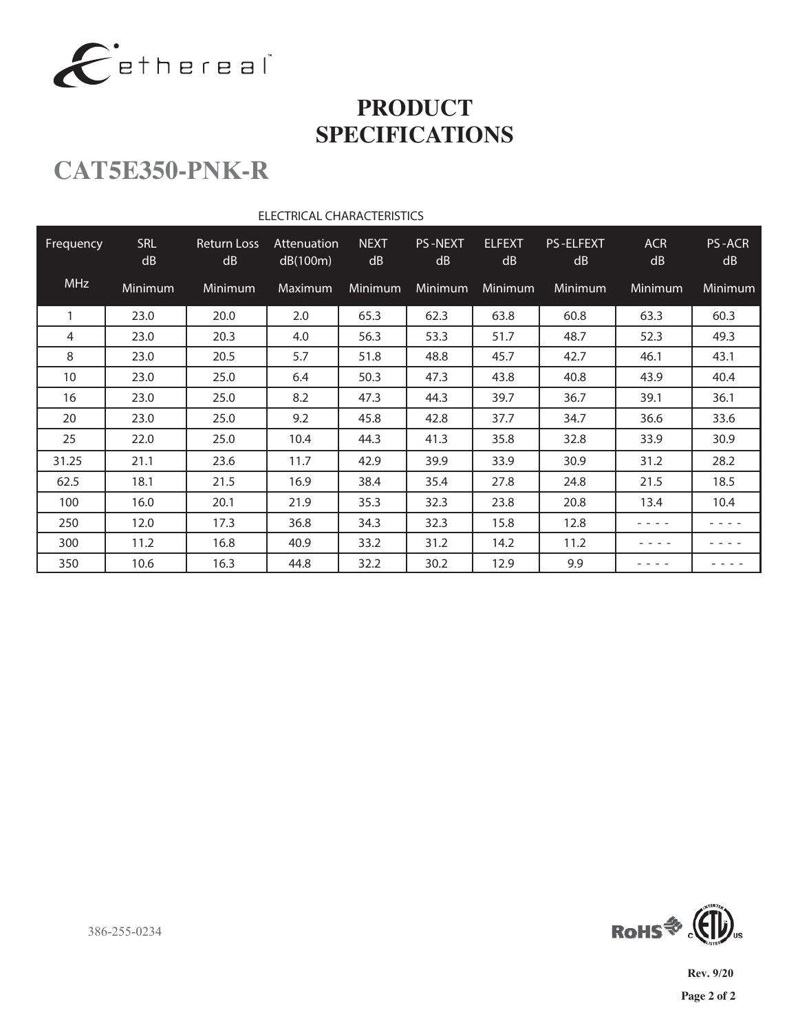# PRODUCT SPECIFICATIONS

## CAT5E350-PNK-R

ELECTRICAL CHARACTERISTICS

| Frequency | SRL dB | Return Loss dB | Attenuation dB(100m) | NEXT dB | PS-NEXT dB | ELFEXT dB | PS-ELFEXT dB | ACR dB | PS-ACR dB |
|---|---|---|---|---|---|---|---|---|---|
| MHz | Minimum | Minimum | Maximum | Minimum | Minimum | Minimum | Minimum | Minimum | Minimum |
| 1 | 23.0 | 20.0 | 2.0 | 65.3 | 62.3 | 63.8 | 60.8 | 63.3 | 60.3 |
| 4 | 23.0 | 20.3 | 4.0 | 56.3 | 53.3 | 51.7 | 48.7 | 52.3 | 49.3 |
| 8 | 23.0 | 20.5 | 5.7 | 51.8 | 48.8 | 45.7 | 42.7 | 46.1 | 43.1 |
| 10 | 23.0 | 25.0 | 6.4 | 50.3 | 47.3 | 43.8 | 40.8 | 43.9 | 40.4 |
| 16 | 23.0 | 25.0 | 8.2 | 47.3 | 44.3 | 39.7 | 36.7 | 39.1 | 36.1 |
| 20 | 23.0 | 25.0 | 9.2 | 45.8 | 42.8 | 37.7 | 34.7 | 36.6 | 33.6 |
| 25 | 22.0 | 25.0 | 10.4 | 44.3 | 41.3 | 35.8 | 32.8 | 33.9 | 30.9 |
| 31.25 | 21.1 | 23.6 | 11.7 | 42.9 | 39.9 | 33.9 | 30.9 | 31.2 | 28.2 |
| 62.5 | 18.1 | 21.5 | 16.9 | 38.4 | 35.4 | 27.8 | 24.8 | 21.5 | 18.5 |
| 100 | 16.0 | 20.1 | 21.9 | 35.3 | 32.3 | 23.8 | 20.8 | 13.4 | 10.4 |
| 250 | 12.0 | 17.3 | 36.8 | 34.3 | 32.3 | 15.8 | 12.8 | - - - - | - - - - |
| 300 | 11.2 | 16.8 | 40.9 | 33.2 | 31.2 | 14.2 | 11.2 | - - - - | - - - - |
| 350 | 10.6 | 16.3 | 44.8 | 32.2 | 30.2 | 12.9 | 9.9 | - - - - | - - - - |

386-255-0234

Rev. 9/20